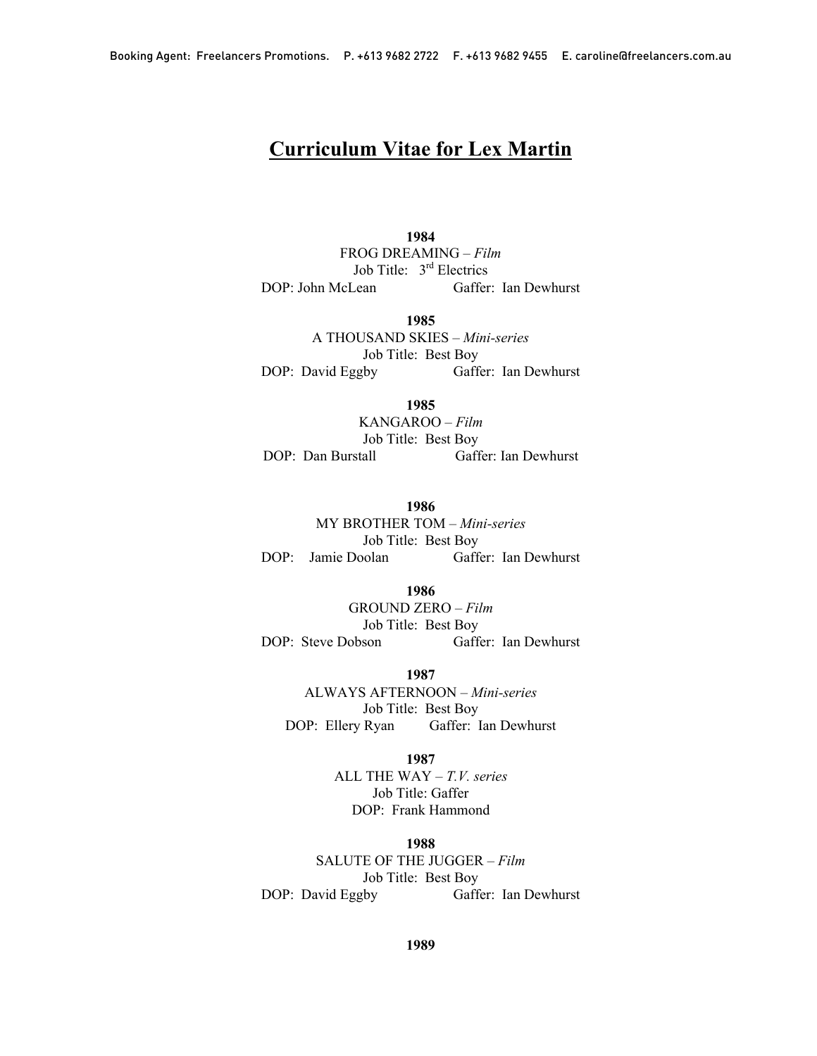# Curriculum Vitae for Lex Martin

**1984**

FROG DREAMING – *Film*

Job Title: 3rd Electrics

DOP: John McLean  Gaffer: Ian Dewhurst

**1985**

A THOUSAND SKIES – *Mini-series*

Job Title: Best Boy

DOP: David Eggby  Gaffer: Ian Dewhurst

**1985**

KANGAROO – *Film*

Job Title: Best Boy

DOP: Dan Burstall  Gaffer: Ian Dewhurst

**1986**

MY BROTHER TOM – *Mini-series*

Job Title: Best Boy

DOP: Jamie Doolan  Gaffer: Ian Dewhurst

**1986**

GROUND ZERO – *Film*

Job Title: Best Boy

DOP: Steve Dobson  Gaffer: Ian Dewhurst

**1987**

ALWAYS AFTERNOON – *Mini-series*

Job Title: Best Boy

DOP: Ellery Ryan  Gaffer: Ian Dewhurst

**1987**

ALL THE WAY – *T.V. series*

Job Title: Gaffer

DOP: Frank Hammond

**1988**

SALUTE OF THE JUGGER – *Film*

Job Title: Best Boy

DOP: David Eggby  Gaffer: Ian Dewhurst

**1989**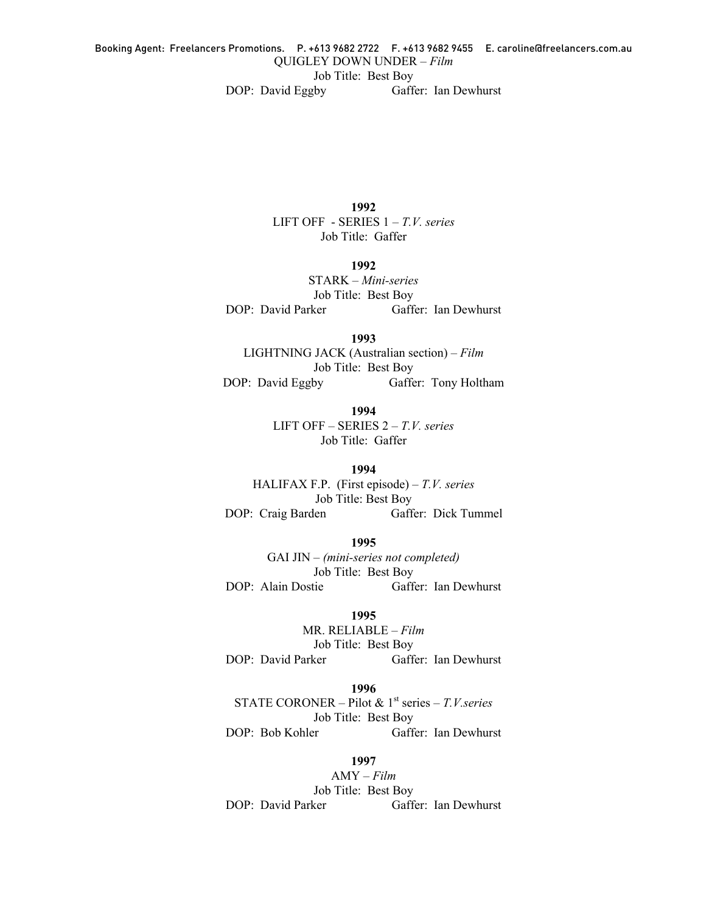QUIGLEY DOWN UNDER – *Film*
Job Title: Best Boy
DOP: David Eggby Gaffer: Ian Dewhurst

**1992**
LIFT OFF - SERIES 1 – *T.V. series*
Job Title: Gaffer

**1992**
STARK – *Mini-series*
Job Title: Best Boy
DOP: David Parker Gaffer: Ian Dewhurst

**1993**
LIGHTNING JACK (Australian section) – *Film*
Job Title: Best Boy
DOP: David Eggby Gaffer: Tony Holtham

**1994**
LIFT OFF – SERIES 2 – *T.V. series*
Job Title: Gaffer

**1994**
HALIFAX F.P. (First episode) – *T.V. series*
Job Title: Best Boy
DOP: Craig Barden Gaffer: Dick Tummel

**1995**
GAI JIN – *(mini-series not completed)*
Job Title: Best Boy
DOP: Alain Dostie Gaffer: Ian Dewhurst

**1995**
MR. RELIABLE – *Film*
Job Title: Best Boy
DOP: David Parker Gaffer: Ian Dewhurst

**1996**
STATE CORONER – Pilot & 1st series – *T.V.series*
Job Title: Best Boy
DOP: Bob Kohler Gaffer: Ian Dewhurst

**1997**
AMY – *Film*
Job Title: Best Boy
DOP: David Parker Gaffer: Ian Dewhurst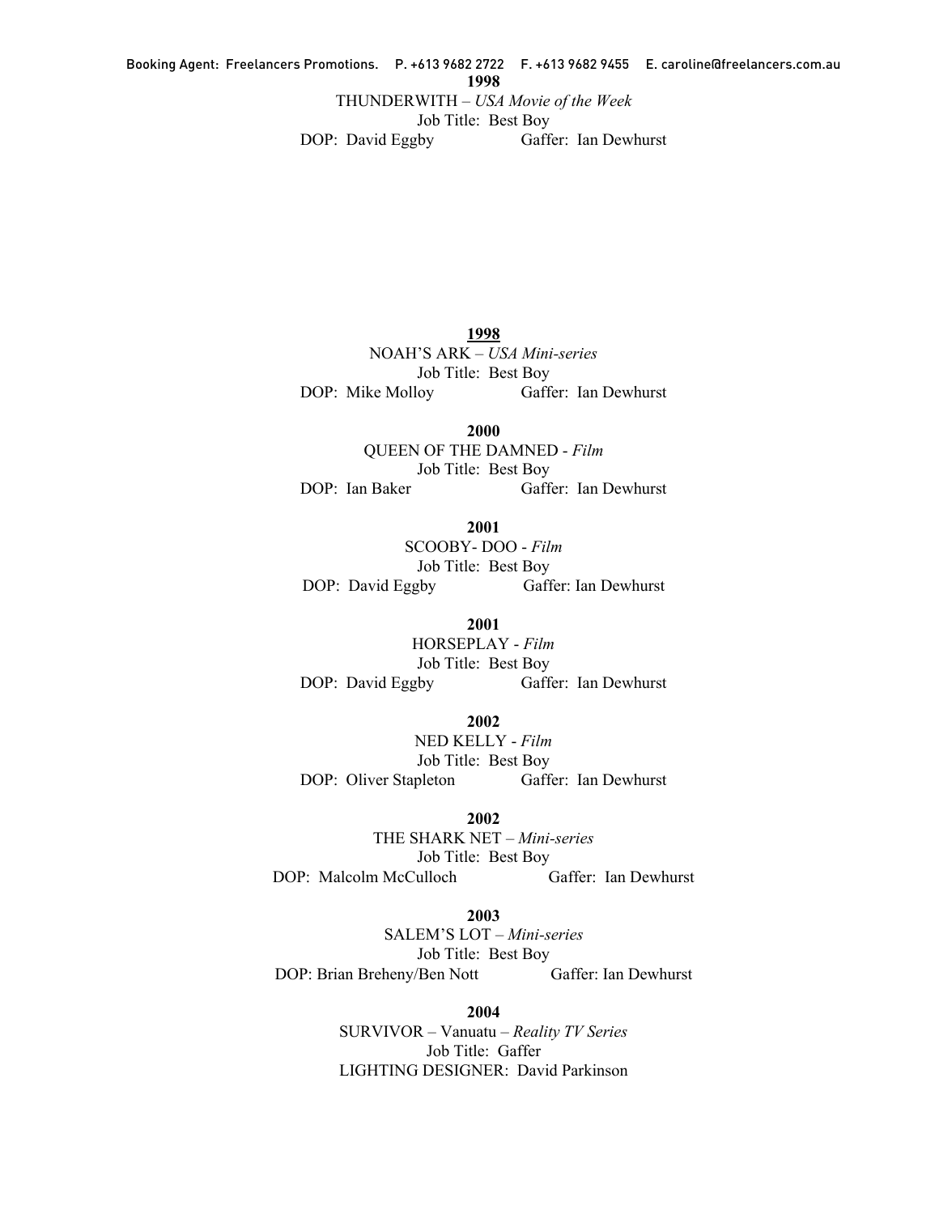**1998**

THUNDERWITH – *USA Movie of the Week*
Job Title: Best Boy
DOP: David Eggby Gaffer: Ian Dewhurst

**1998**

NOAH'S ARK – *USA Mini-series*
Job Title: Best Boy
DOP: Mike Molloy Gaffer: Ian Dewhurst

**2000**

QUEEN OF THE DAMNED - *Film*
Job Title: Best Boy
DOP: Ian Baker Gaffer: Ian Dewhurst

**2001**

SCOOBY- DOO - *Film*
Job Title: Best Boy
DOP: David Eggby Gaffer: Ian Dewhurst

**2001**

HORSEPLAY - *Film*
Job Title: Best Boy
DOP: David Eggby Gaffer: Ian Dewhurst

**2002**

NED KELLY - *Film*
Job Title: Best Boy
DOP: Oliver Stapleton Gaffer: Ian Dewhurst

**2002**

THE SHARK NET – *Mini-series*
Job Title: Best Boy
DOP: Malcolm McCulloch Gaffer: Ian Dewhurst

**2003**

SALEM'S LOT – *Mini-series*
Job Title: Best Boy
DOP: Brian Breheny/Ben Nott Gaffer: Ian Dewhurst

**2004**

SURVIVOR – Vanuatu – *Reality TV Series*
Job Title: Gaffer
LIGHTING DESIGNER: David Parkinson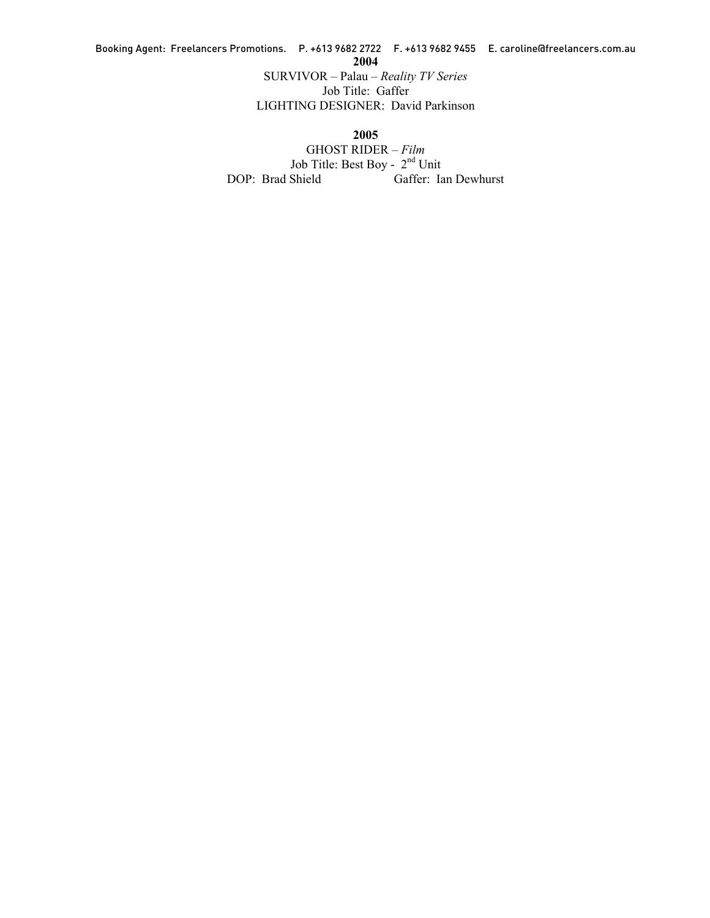**2004**

SURVIVOR – Palau – *Reality TV Series*
Job Title: Gaffer
LIGHTING DESIGNER: David Parkinson

**2005**

GHOST RIDER – *Film*
Job Title: Best Boy - 2nd Unit
DOP: Brad Shield Gaffer: Ian Dewhurst